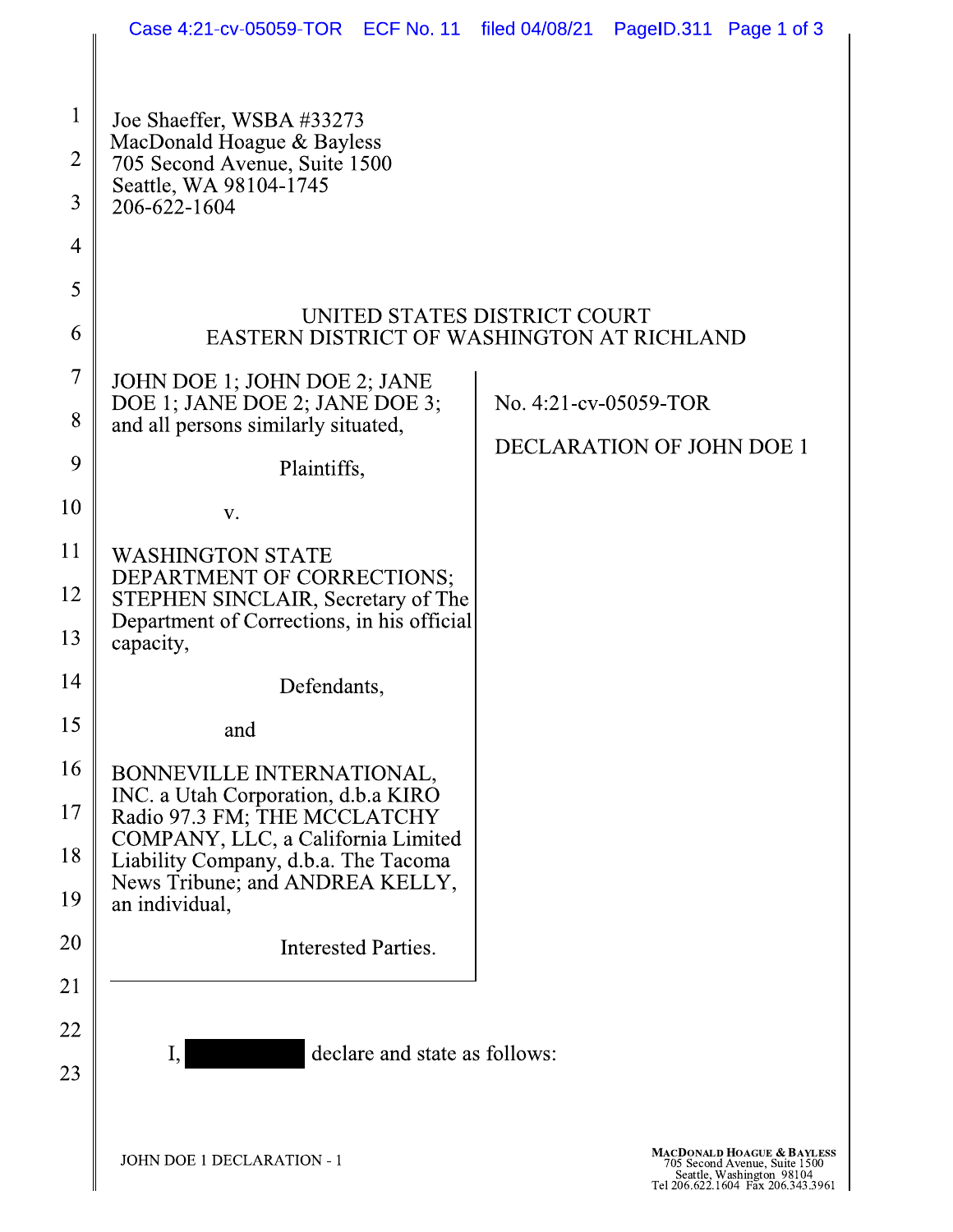Joe Shaeffer, WSBA #33273
MacDonald Hoague & Bayless
705 Second Avenue, Suite 1500
Seattle, WA 98104-1745
206-622-1604

UNITED STATES DISTRICT COURT
EASTERN DISTRICT OF WASHINGTON AT RICHLAND

| | |
|---|---|
| JOHN DOE 1; JOHN DOE 2; JANE DOE 1; JANE DOE 2; JANE DOE 3; and all persons similarly situated,<br><br>Plaintiffs,<br><br>v.<br><br>WASHINGTON STATE DEPARTMENT OF CORRECTIONS; STEPHEN SINCLAIR, Secretary of The Department of Corrections, in his official capacity,<br><br>Defendants,<br><br>and<br><br>BONNEVILLE INTERNATIONAL, INC. a Utah Corporation, d.b.a KIRO Radio 97.3 FM; THE MCCLATCHY COMPANY, LLC, a California Limited Liability Company, d.b.a. The Tacoma News Tribune; and ANDREA KELLY, an individual,<br><br>Interested Parties. | No. 4:21-cv-05059-TOR<br><br>DECLARATION OF JOHN DOE 1 |

I, [REDACTED] declare and state as follows: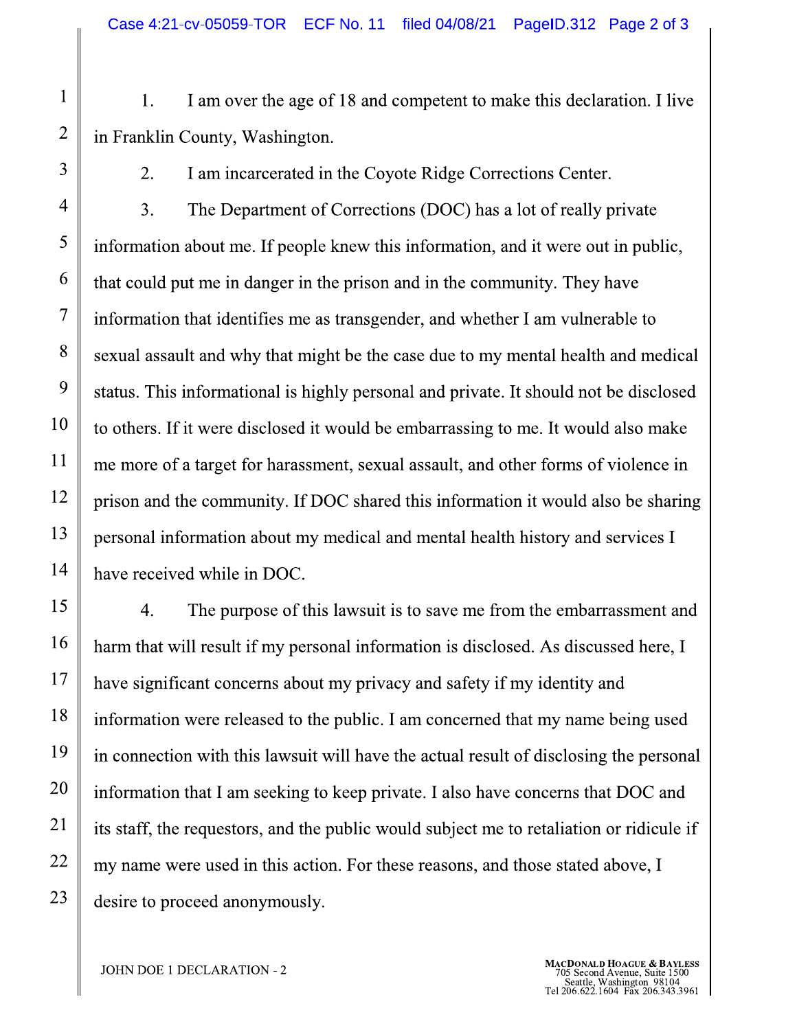1. I am over the age of 18 and competent to make this declaration. I live in Franklin County, Washington.

2. I am incarcerated in the Coyote Ridge Corrections Center.

3. The Department of Corrections (DOC) has a lot of really private information about me. If people knew this information, and it were out in public, that could put me in danger in the prison and in the community. They have information that identifies me as transgender, and whether I am vulnerable to sexual assault and why that might be the case due to my mental health and medical status. This informational is highly personal and private. It should not be disclosed to others. If it were disclosed it would be embarrassing to me. It would also make me more of a target for harassment, sexual assault, and other forms of violence in prison and the community. If DOC shared this information it would also be sharing personal information about my medical and mental health history and services I have received while in DOC.

4. The purpose of this lawsuit is to save me from the embarrassment and harm that will result if my personal information is disclosed. As discussed here, I have significant concerns about my privacy and safety if my identity and information were released to the public. I am concerned that my name being used in connection with this lawsuit will have the actual result of disclosing the personal information that I am seeking to keep private. I also have concerns that DOC and its staff, the requestors, and the public would subject me to retaliation or ridicule if my name were used in this action. For these reasons, and those stated above, I desire to proceed anonymously.

JOHN DOE 1 DECLARATION - 2

MACDONALD HOAGUE & BAYLESS
705 Second Avenue, Suite 1500
Seattle, Washington 98104
Tel 206.622.1604 Fax 206.343.3961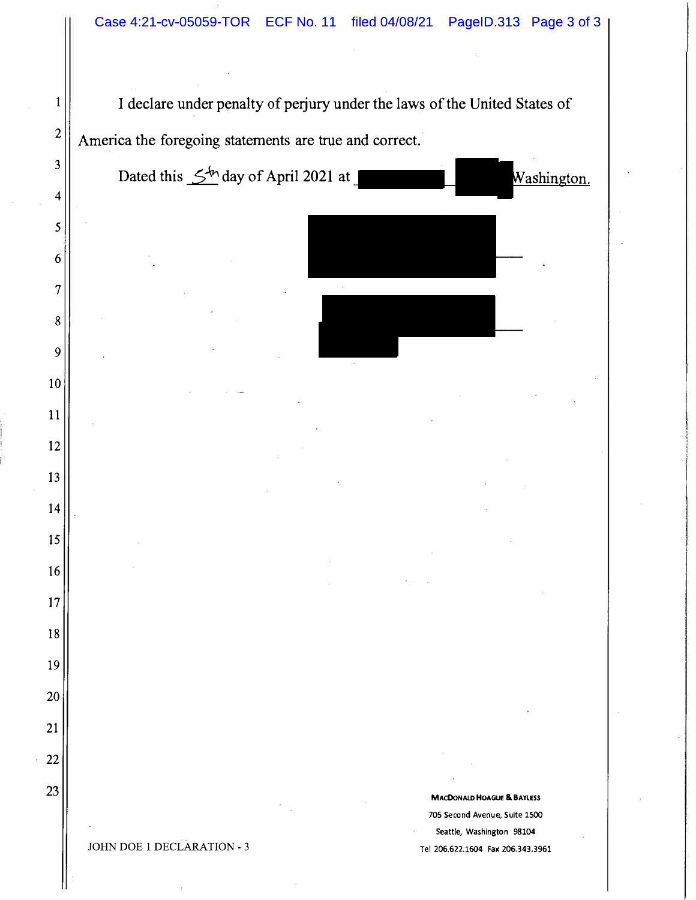I declare under penalty of perjury under the laws of the United States of America the foregoing statements are true and correct.

Dated this 5th day of April 2021 at ██████ ██████ Washington.

██████████

██████████

JOHN DOE 1 DECLARATION - 3

MACDONALD HOAGUE & BAYLESS
705 Second Avenue, Suite 1500
Seattle, Washington 98104
Tel 206.622.1604 Fax 206.343.3961